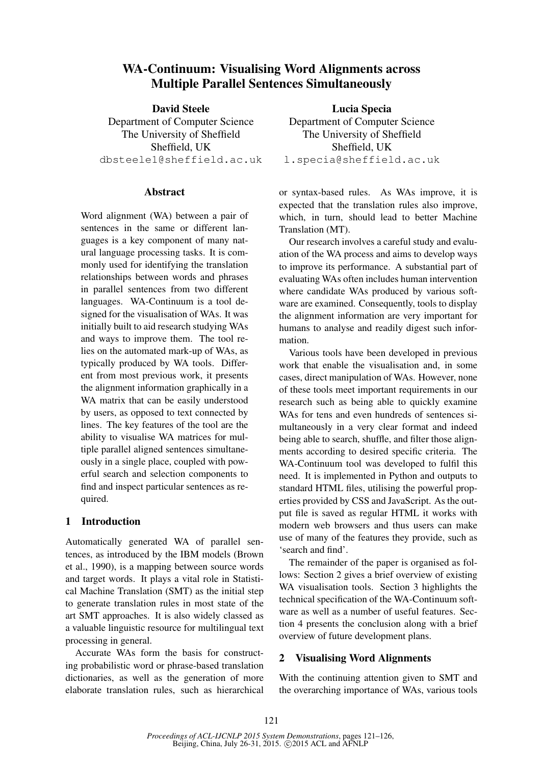# WA-Continuum: Visualising Word Alignments across Multiple Parallel Sentences Simultaneously

**David Steele**
Department of Computer Science
The University of Sheffield
Sheffield, UK
dbsteele1@sheffield.ac.uk

**Lucia Specia**
Department of Computer Science
The University of Sheffield
Sheffield, UK
l.specia@sheffield.ac.uk

## Abstract

Word alignment (WA) between a pair of sentences in the same or different languages is a key component of many natural language processing tasks. It is commonly used for identifying the translation relationships between words and phrases in parallel sentences from two different languages. WA-Continuum is a tool designed for the visualisation of WAs. It was initially built to aid research studying WAs and ways to improve them. The tool relies on the automated mark-up of WAs, as typically produced by WA tools. Different from most previous work, it presents the alignment information graphically in a WA matrix that can be easily understood by users, as opposed to text connected by lines. The key features of the tool are the ability to visualise WA matrices for multiple parallel aligned sentences simultaneously in a single place, coupled with powerful search and selection components to find and inspect particular sentences as required.

## 1 Introduction

Automatically generated WA of parallel sentences, as introduced by the IBM models (Brown et al., 1990), is a mapping between source words and target words. It plays a vital role in Statistical Machine Translation (SMT) as the initial step to generate translation rules in most state of the art SMT approaches. It is also widely classed as a valuable linguistic resource for multilingual text processing in general.

Accurate WAs form the basis for constructing probabilistic word or phrase-based translation dictionaries, as well as the generation of more elaborate translation rules, such as hierarchical or syntax-based rules. As WAs improve, it is expected that the translation rules also improve, which, in turn, should lead to better Machine Translation (MT).

Our research involves a careful study and evaluation of the WA process and aims to develop ways to improve its performance. A substantial part of evaluating WAs often includes human intervention where candidate WAs produced by various software are examined. Consequently, tools to display the alignment information are very important for humans to analyse and readily digest such information.

Various tools have been developed in previous work that enable the visualisation and, in some cases, direct manipulation of WAs. However, none of these tools meet important requirements in our research such as being able to quickly examine WAs for tens and even hundreds of sentences simultaneously in a very clear format and indeed being able to search, shuffle, and filter those alignments according to desired specific criteria. The WA-Continuum tool was developed to fulfil this need. It is implemented in Python and outputs to standard HTML files, utilising the powerful properties provided by CSS and JavaScript. As the output file is saved as regular HTML it works with modern web browsers and thus users can make use of many of the features they provide, such as 'search and find'.

The remainder of the paper is organised as follows: Section 2 gives a brief overview of existing WA visualisation tools. Section 3 highlights the technical specification of the WA-Continuum software as well as a number of useful features. Section 4 presents the conclusion along with a brief overview of future development plans.

## 2 Visualising Word Alignments

With the continuing attention given to SMT and the overarching importance of WAs, various tools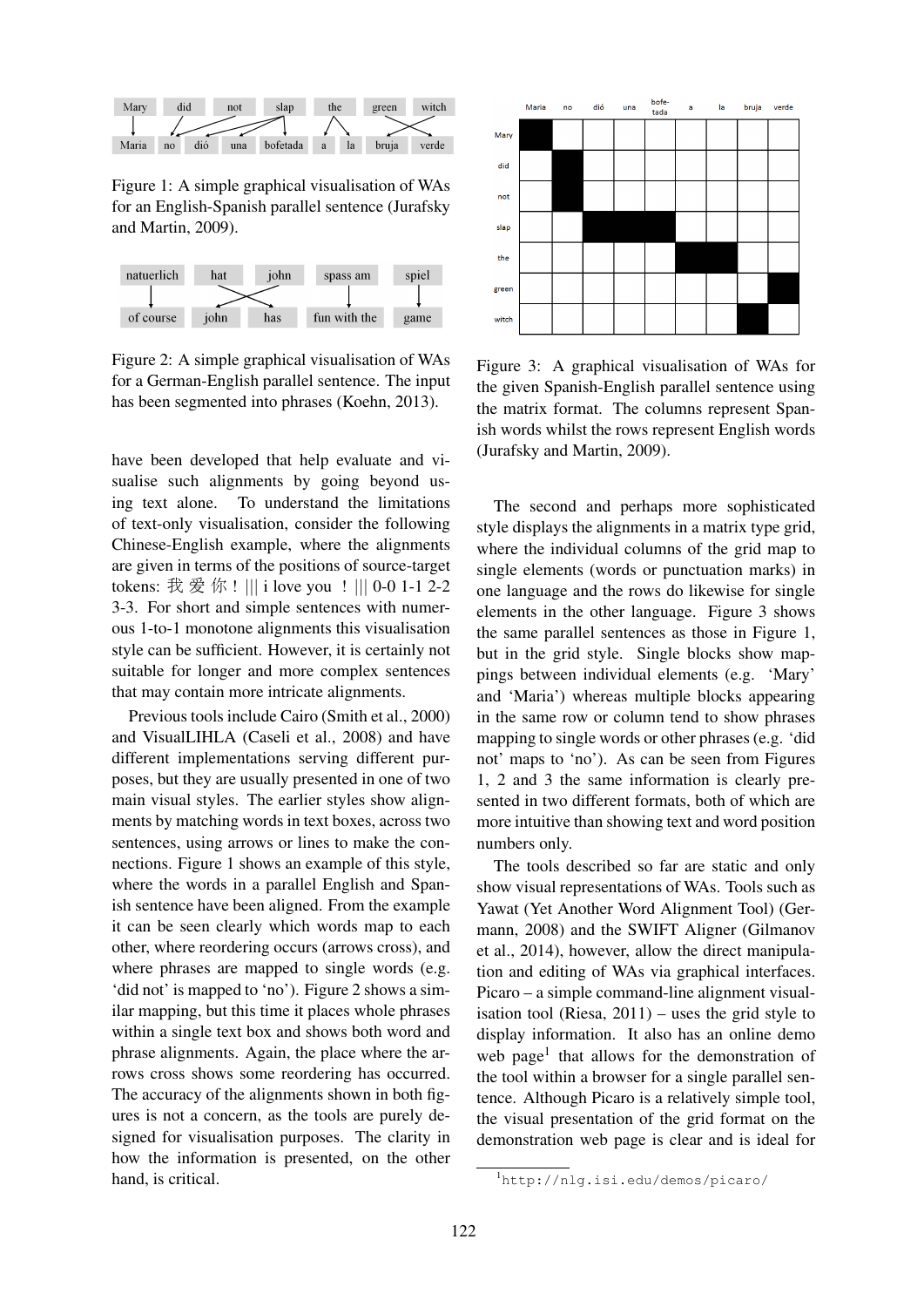Figure 1: A simple graphical visualisation of WAs for an English-Spanish parallel sentence (Jurafsky and Martin, 2009).

Figure 2: A simple graphical visualisation of WAs for a German-English parallel sentence. The input has been segmented into phrases (Koehn, 2013).

have been developed that help evaluate and visualise such alignments by going beyond using text alone. To understand the limitations of text-only visualisation, consider the following Chinese-English example, where the alignments are given in terms of the positions of source-target tokens: 我 爱 你 ! ||| i love you ! ||| 0-0 1-1 2-2 3-3. For short and simple sentences with numerous 1-to-1 monotone alignments this visualisation style can be sufficient. However, it is certainly not suitable for longer and more complex sentences that may contain more intricate alignments.

Previous tools include Cairo (Smith et al., 2000) and VisualLIHLA (Caseli et al., 2008) and have different implementations serving different purposes, but they are usually presented in one of two main visual styles. The earlier styles show alignments by matching words in text boxes, across two sentences, using arrows or lines to make the connections. Figure 1 shows an example of this style, where the words in a parallel English and Spanish sentence have been aligned. From the example it can be seen clearly which words map to each other, where reordering occurs (arrows cross), and where phrases are mapped to single words (e.g. 'did not' is mapped to 'no'). Figure 2 shows a similar mapping, but this time it places whole phrases within a single text box and shows both word and phrase alignments. Again, the place where the arrows cross shows some reordering has occurred. The accuracy of the alignments shown in both figures is not a concern, as the tools are purely designed for visualisation purposes. The clarity in how the information is presented, on the other hand, is critical.

Figure 3: A graphical visualisation of WAs for the given Spanish-English parallel sentence using the matrix format. The columns represent Spanish words whilst the rows represent English words (Jurafsky and Martin, 2009).

The second and perhaps more sophisticated style displays the alignments in a matrix type grid, where the individual columns of the grid map to single elements (words or punctuation marks) in one language and the rows do likewise for single elements in the other language. Figure 3 shows the same parallel sentences as those in Figure 1, but in the grid style. Single blocks show mappings between individual elements (e.g. 'Mary' and 'Maria') whereas multiple blocks appearing in the same row or column tend to show phrases mapping to single words or other phrases (e.g. 'did not' maps to 'no'). As can be seen from Figures 1, 2 and 3 the same information is clearly presented in two different formats, both of which are more intuitive than showing text and word position numbers only.

The tools described so far are static and only show visual representations of WAs. Tools such as Yawat (Yet Another Word Alignment Tool) (Germann, 2008) and the SWIFT Aligner (Gilmanov et al., 2014), however, allow the direct manipulation and editing of WAs via graphical interfaces. Picaro – a simple command-line alignment visualisation tool (Riesa, 2011) – uses the grid style to display information. It also has an online demo web page[1] that allows for the demonstration of the tool within a browser for a single parallel sentence. Although Picaro is a relatively simple tool, the visual presentation of the grid format on the demonstration web page is clear and is ideal for

[1] http://nlg.isi.edu/demos/picaro/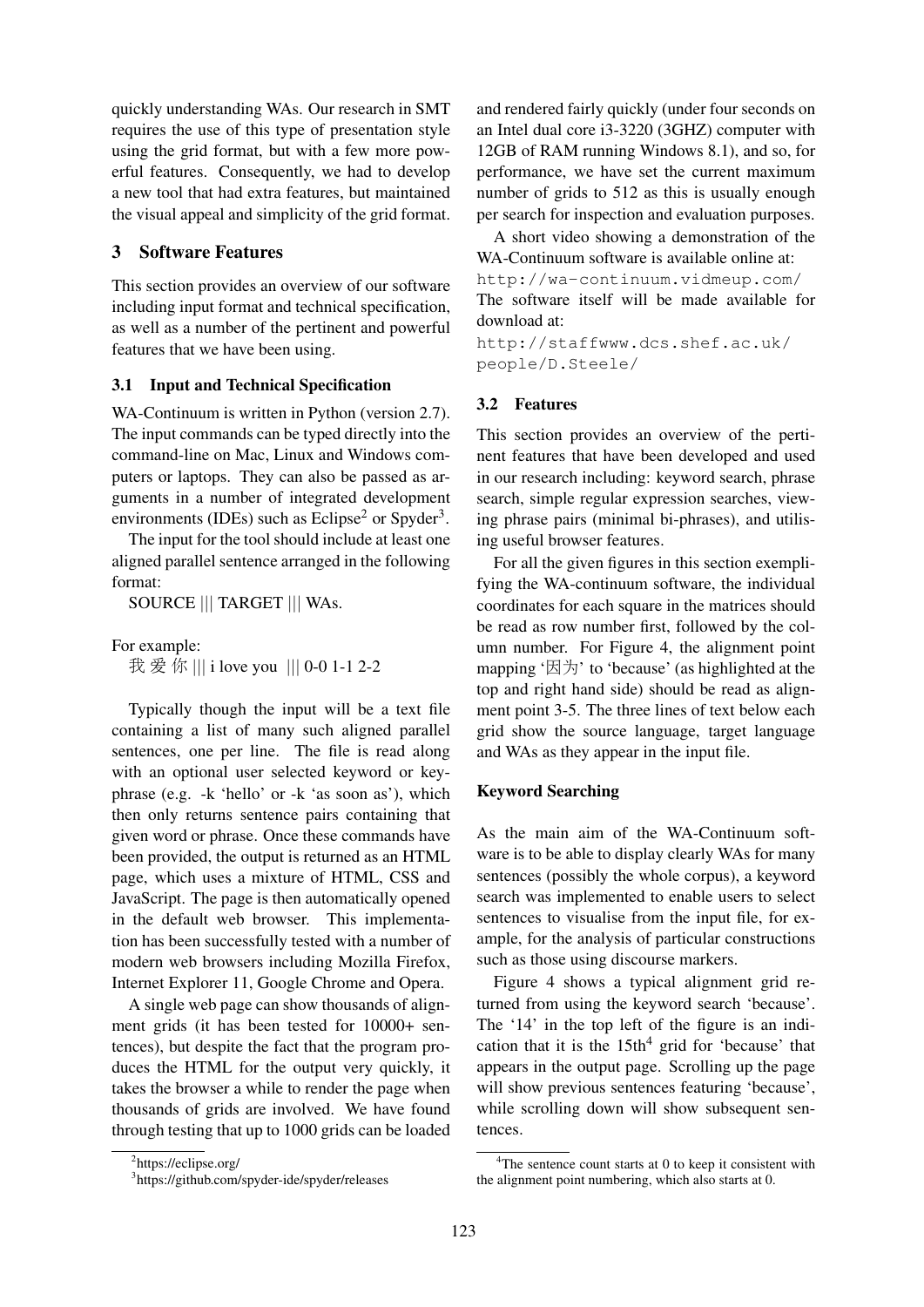quickly understanding WAs. Our research in SMT requires the use of this type of presentation style using the grid format, but with a few more powerful features. Consequently, we had to develop a new tool that had extra features, but maintained the visual appeal and simplicity of the grid format.

## 3 Software Features

This section provides an overview of our software including input format and technical specification, as well as a number of the pertinent and powerful features that we have been using.

### 3.1 Input and Technical Specification

WA-Continuum is written in Python (version 2.7). The input commands can be typed directly into the command-line on Mac, Linux and Windows computers or laptops. They can also be passed as arguments in a number of integrated development environments (IDEs) such as Eclipse[2] or Spyder[3].

The input for the tool should include at least one aligned parallel sentence arranged in the following format:

SOURCE ||| TARGET ||| WAs.

For example:

我 爱 你 ||| i love you ||| 0-0 1-1 2-2

Typically though the input will be a text file containing a list of many such aligned parallel sentences, one per line. The file is read along with an optional user selected keyword or keyphrase (e.g. -k 'hello' or -k 'as soon as'), which then only returns sentence pairs containing that given word or phrase. Once these commands have been provided, the output is returned as an HTML page, which uses a mixture of HTML, CSS and JavaScript. The page is then automatically opened in the default web browser. This implementation has been successfully tested with a number of modern web browsers including Mozilla Firefox, Internet Explorer 11, Google Chrome and Opera.

A single web page can show thousands of alignment grids (it has been tested for 10000+ sentences), but despite the fact that the program produces the HTML for the output very quickly, it takes the browser a while to render the page when thousands of grids are involved. We have found through testing that up to 1000 grids can be loaded and rendered fairly quickly (under four seconds on an Intel dual core i3-3220 (3GHZ) computer with 12GB of RAM running Windows 8.1), and so, for performance, we have set the current maximum number of grids to 512 as this is usually enough per search for inspection and evaluation purposes.

A short video showing a demonstration of the WA-Continuum software is available online at: `http://wa-continuum.vidmeup.com/` The software itself will be made available for download at: `http://staffwww.dcs.shef.ac.uk/people/D.Steele/`

[2] https://eclipse.org/

[3] https://github.com/spyder-ide/spyder/releases

### 3.2 Features

This section provides an overview of the pertinent features that have been developed and used in our research including: keyword search, phrase search, simple regular expression searches, viewing phrase pairs (minimal bi-phrases), and utilising useful browser features.

For all the given figures in this section exemplifying the WA-continuum software, the individual coordinates for each square in the matrices should be read as row number first, followed by the column number. For Figure 4, the alignment point mapping '因为' to 'because' (as highlighted at the top and right hand side) should be read as alignment point 3-5. The three lines of text below each grid show the source language, target language and WAs as they appear in the input file.

**Keyword Searching**

As the main aim of the WA-Continuum software is to be able to display clearly WAs for many sentences (possibly the whole corpus), a keyword search was implemented to enable users to select sentences to visualise from the input file, for example, for the analysis of particular constructions such as those using discourse markers.

Figure 4 shows a typical alignment grid returned from using the keyword search 'because'. The '14' in the top left of the figure is an indication that it is the 15th[4] grid for 'because' that appears in the output page. Scrolling up the page will show previous sentences featuring 'because', while scrolling down will show subsequent sentences.

[4] The sentence count starts at 0 to keep it consistent with the alignment point numbering, which also starts at 0.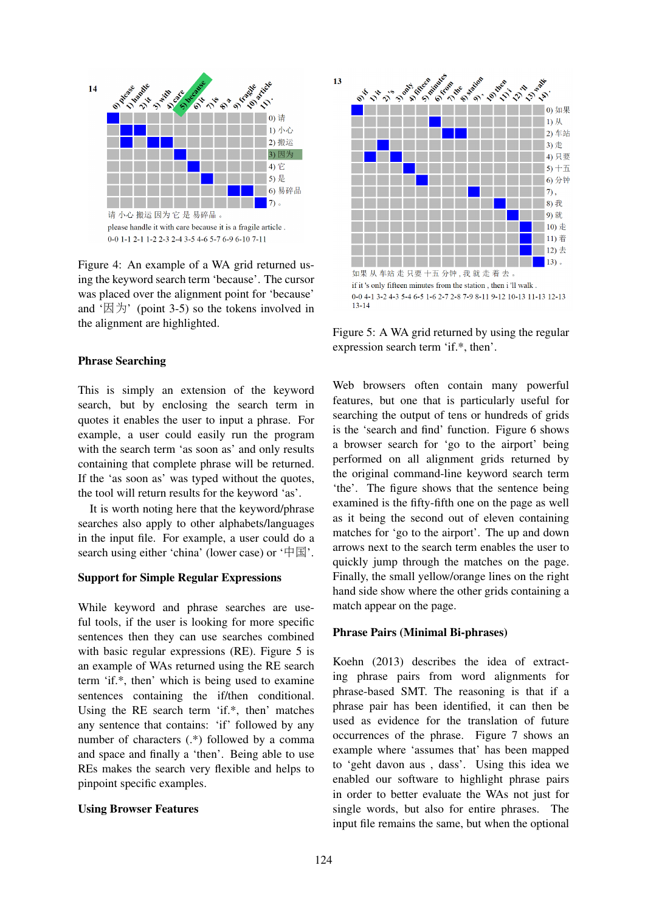Figure 4: An example of a WA grid returned using the keyword search term ‘because’. The cursor was placed over the alignment point for ‘because’ and ‘因为’ (point 3-5) so the tokens involved in the alignment are highlighted.

### Phrase Searching

This is simply an extension of the keyword search, but by enclosing the search term in quotes it enables the user to input a phrase. For example, a user could easily run the program with the search term ‘as soon as’ and only results containing that complete phrase will be returned. If the ‘as soon as’ was typed without the quotes, the tool will return results for the keyword ‘as’.

It is worth noting here that the keyword/phrase searches also apply to other alphabets/languages in the input file. For example, a user could do a search using either ‘china’ (lower case) or ‘中国’.

### Support for Simple Regular Expressions

While keyword and phrase searches are useful tools, if the user is looking for more specific sentences then they can use searches combined with basic regular expressions (RE). Figure 5 is an example of WAs returned using the RE search term ‘if.*, then’ which is being used to examine sentences containing the if/then conditional. Using the RE search term ‘if.*, then’ matches any sentence that contains: ‘if’ followed by any number of characters (.*) followed by a comma and space and finally a ‘then’. Being able to use REs makes the search very flexible and helps to pinpoint specific examples.

### Using Browser Features

Figure 5: A WA grid returned by using the regular expression search term ‘if.*, then’.

Web browsers often contain many powerful features, but one that is particularly useful for searching the output of tens or hundreds of grids is the ‘search and find’ function. Figure 6 shows a browser search for ‘go to the airport’ being performed on all alignment grids returned by the original command-line keyword search term ‘the’. The figure shows that the sentence being examined is the fifty-fifth one on the page as well as it being the second out of eleven containing matches for ‘go to the airport’. The up and down arrows next to the search term enables the user to quickly jump through the matches on the page. Finally, the small yellow/orange lines on the right hand side show where the other grids containing a match appear on the page.

### Phrase Pairs (Minimal Bi-phrases)

Koehn (2013) describes the idea of extracting phrase pairs from word alignments for phrase-based SMT. The reasoning is that if a phrase pair has been identified, it can then be used as evidence for the translation of future occurrences of the phrase. Figure 7 shows an example where ‘assumes that’ has been mapped to ‘geht davon aus , dass’. Using this idea we enabled our software to highlight phrase pairs in order to better evaluate the WAs not just for single words, but also for entire phrases. The input file remains the same, but when the optional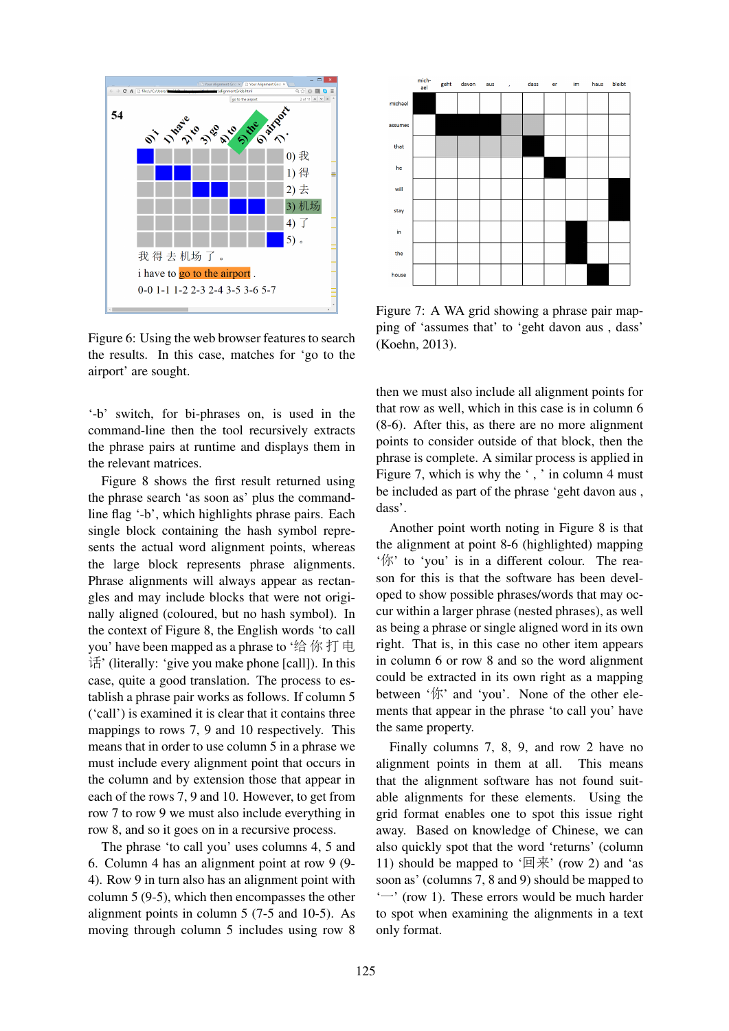Figure 6: Using the web browser features to search the results. In this case, matches for 'go to the airport' are sought.

'-b' switch, for bi-phrases on, is used in the command-line then the tool recursively extracts the phrase pairs at runtime and displays them in the relevant matrices.

Figure 8 shows the first result returned using the phrase search 'as soon as' plus the command-line flag '-b', which highlights phrase pairs. Each single block containing the hash symbol represents the actual word alignment points, whereas the large block represents phrase alignments. Phrase alignments will always appear as rectangles and may include blocks that were not originally aligned (coloured, but no hash symbol). In the context of Figure 8, the English words 'to call you' have been mapped as a phrase to '给 你 打 电 话' (literally: 'give you make phone [call]). In this case, quite a good translation. The process to establish a phrase pair works as follows. If column 5 ('call') is examined it is clear that it contains three mappings to rows 7, 9 and 10 respectively. This means that in order to use column 5 in a phrase we must include every alignment point that occurs in the column and by extension those that appear in each of the rows 7, 9 and 10. However, to get from row 7 to row 9 we must also include everything in row 8, and so it goes on in a recursive process.

The phrase 'to call you' uses columns 4, 5 and 6. Column 4 has an alignment point at row 9 (9-4). Row 9 in turn also has an alignment point with column 5 (9-5), which then encompasses the other alignment points in column 5 (7-5 and 10-5). As moving through column 5 includes using row 8 then we must also include all alignment points for that row as well, which in this case is in column 6 (8-6). After this, as there are no more alignment points to consider outside of that block, then the phrase is complete. A similar process is applied in Figure 7, which is why the ' , ' in column 4 must be included as part of the phrase 'geht davon aus , dass'.

Figure 7: A WA grid showing a phrase pair mapping of 'assumes that' to 'geht davon aus , dass' (Koehn, 2013).

Another point worth noting in Figure 8 is that the alignment at point 8-6 (highlighted) mapping '你' to 'you' is in a different colour. The reason for this is that the software has been developed to show possible phrases/words that may occur within a larger phrase (nested phrases), as well as being a phrase or single aligned word in its own right. That is, in this case no other item appears in column 6 or row 8 and so the word alignment could be extracted in its own right as a mapping between '你' and 'you'. None of the other elements that appear in the phrase 'to call you' have the same property.

Finally columns 7, 8, 9, and row 2 have no alignment points in them at all. This means that the alignment software has not found suitable alignments for these elements. Using the grid format enables one to spot this issue right away. Based on knowledge of Chinese, we can also quickly spot that the word 'returns' (column 11) should be mapped to '回来' (row 2) and 'as soon as' (columns 7, 8 and 9) should be mapped to '一' (row 1). These errors would be much harder to spot when examining the alignments in a text only format.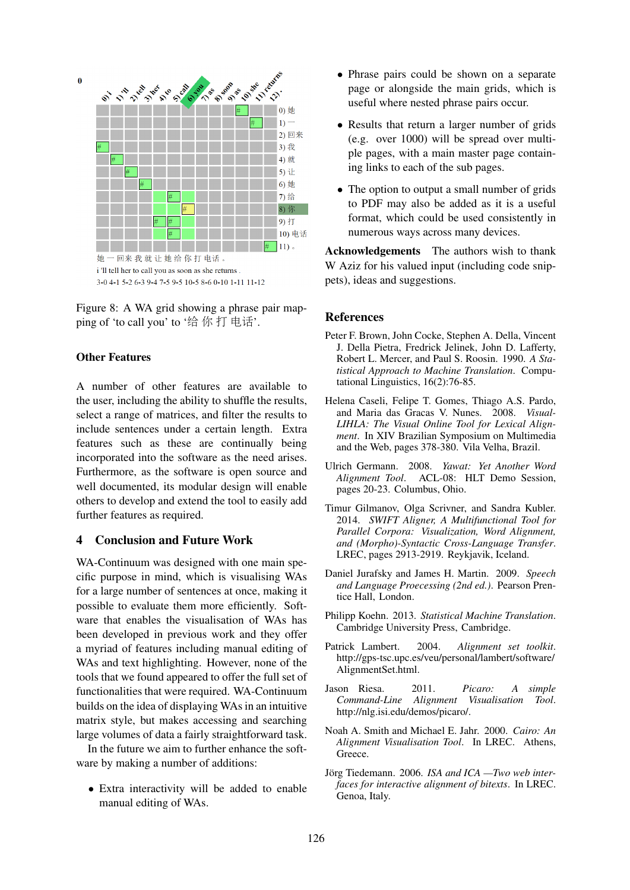0

0) i 1) 'll 2) tell 3) her 4) to 5) call 6) you 7) as 8) soon 9) as 10) she 11) returns 12) .

0) 她
1) 一
2) 回来
3) 我
4) 就
5) 让
6) 她
7) 给
8) 你
9) 打
10) 电话
11) 。

她 一 回来 我 就 让 她 给 你 打 电话 。

i 'll tell her to call you as soon as she returns .

3-0 4-1 5-2 6-3 9-4 7-5 9-5 10-5 8-6 0-10 1-11 11-12

Figure 8: A WA grid showing a phrase pair mapping of 'to call you' to '给 你 打 电话'.

### Other Features

A number of other features are available to the user, including the ability to shuffle the results, select a range of matrices, and filter the results to include sentences under a certain length. Extra features such as these are continually being incorporated into the software as the need arises. Furthermore, as the software is open source and well documented, its modular design will enable others to develop and extend the tool to easily add further features as required.

## 4 Conclusion and Future Work

WA-Continuum was designed with one main specific purpose in mind, which is visualising WAs for a large number of sentences at once, making it possible to evaluate them more efficiently. Software that enables the visualisation of WAs has been developed in previous work and they offer a myriad of features including manual editing of WAs and text highlighting. However, none of the tools that we found appeared to offer the full set of functionalities that were required. WA-Continuum builds on the idea of displaying WAs in an intuitive matrix style, but makes accessing and searching large volumes of data a fairly straightforward task.

In the future we aim to further enhance the software by making a number of additions:

- Extra interactivity will be added to enable manual editing of WAs.
- Phrase pairs could be shown on a separate page or alongside the main grids, which is useful where nested phrase pairs occur.
- Results that return a larger number of grids (e.g. over 1000) will be spread over multiple pages, with a main master page containing links to each of the sub pages.
- The option to output a small number of grids to PDF may also be added as it is a useful format, which could be used consistently in numerous ways across many devices.

**Acknowledgements** The authors wish to thank W Aziz for his valued input (including code snippets), ideas and suggestions.

## References

Peter F. Brown, John Cocke, Stephen A. Della, Vincent J. Della Pietra, Fredrick Jelinek, John D. Lafferty, Robert L. Mercer, and Paul S. Roosin. 1990. *A Statistical Approach to Machine Translation*. Computational Linguistics, 16(2):76-85.

Helena Caseli, Felipe T. Gomes, Thiago A.S. Pardo, and Maria das Gracas V. Nunes. 2008. *Visual-LIHLA: The Visual Online Tool for Lexical Alignment*. In XIV Brazilian Symposium on Multimedia and the Web, pages 378-380. Vila Velha, Brazil.

Ulrich Germann. 2008. *Yawat: Yet Another Word Alignment Tool*. ACL-08: HLT Demo Session, pages 20-23. Columbus, Ohio.

Timur Gilmanov, Olga Scrivner, and Sandra Kubler. 2014. *SWIFT Aligner, A Multifunctional Tool for Parallel Corpora: Visualization, Word Alignment, and (Morpho)-Syntactic Cross-Language Transfer*. LREC, pages 2913-2919. Reykjavik, Iceland.

Daniel Jurafsky and James H. Martin. 2009. *Speech and Language Processing (2nd ed.)*. Pearson Prentice Hall, London.

Philipp Koehn. 2013. *Statistical Machine Translation*. Cambridge University Press, Cambridge.

Patrick Lambert. 2004. *Alignment set toolkit*. http://gps-tsc.upc.es/veu/personal/lambert/software/AlignmentSet.html.

Jason Riesa. 2011. *Picaro: A simple Command-Line Alignment Visualisation Tool*. http://nlg.isi.edu/demos/picaro/.

Noah A. Smith and Michael E. Jahr. 2000. *Cairo: An Alignment Visualisation Tool*. In LREC. Athens, Greece.

Jörg Tiedemann. 2006. *ISA and ICA —Two web interfaces for interactive alignment of bitexts*. In LREC. Genoa, Italy.